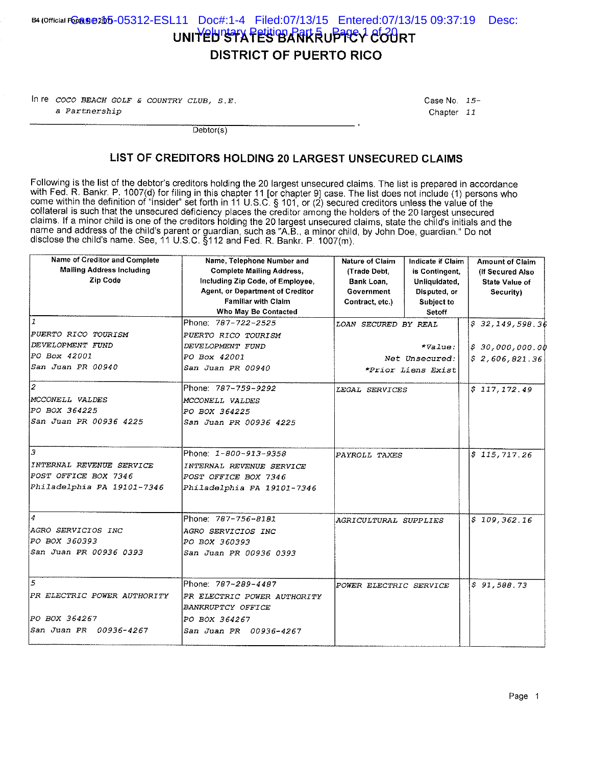B4 (Official Form 4)

# UNITED STATES BANKRUPTCY COURT
# DISTRICT OF PUERTO RICO

In re COCO BEACH GOLF & COUNTRY CLUB, S.E.
a Partnership

Debtor(s)

Case No. 15-
Chapter 11

## LIST OF CREDITORS HOLDING 20 LARGEST UNSECURED CLAIMS

Following is the list of the debtor's creditors holding the 20 largest unsecured claims. The list is prepared in accordance with Fed. R. Bankr. P. 1007(d) for filing in this chapter 11 [or chapter 9] case. The list does not include (1) persons who come within the definition of "insider" set forth in 11 U.S.C. § 101, or (2) secured creditors unless the value of the collateral is such that the unsecured deficiency places the creditor among the holders of the 20 largest unsecured claims. If a minor child is one of the creditors holding the 20 largest unsecured claims, state the child's initials and the name and address of the child's parent or guardian, such as "A.B., a minor child, by John Doe, guardian." Do not disclose the child's name. See, 11 U.S.C. §112 and Fed. R. Bankr. P. 1007(m).

| Name of Creditor and Complete Mailing Address Including Zip Code | Name, Telephone Number and Complete Mailing Address, Including Zip Code, of Employee, Agent, or Department of Creditor Familiar with Claim Who May Be Contacted | Nature of Claim (Trade Debt, Bank Loan, Government Contract, etc.) | Indicate if Claim is Contingent, Unliquidated, Disputed, or Subject to Setoff | Amount of Claim (If Secured Also State Value of Security) |
|---|---|---|---|---|
| 1<br>PUERTO RICO TOURISM DEVELOPMENT FUND<br>PO Box 42001<br>San Juan PR 00940 | Phone: 787-722-2525<br>PUERTO RICO TOURISM DEVELOPMENT FUND<br>PO Box 42001<br>San Juan PR 00940 | LOAN SECURED BY REAL<br>*Value:<br>Net Unsecured:<br>*Prior Liens Exist | | $ 32,149,598.36<br>$ 30,000,000.00<br>$ 2,606,821.36 |
| 2<br>MCCONELL VALDES<br>PO BOX 364225<br>San Juan PR 00936 4225 | Phone: 787-759-9292<br>MCCONELL VALDES<br>PO BOX 364225<br>San Juan PR 00936 4225 | LEGAL SERVICES | | $ 117,172.49 |
| 3<br>INTERNAL REVENUE SERVICE<br>POST OFFICE BOX 7346<br>Philadelphia PA 19101-7346 | Phone: 1-800-913-9358<br>INTERNAL REVENUE SERVICE<br>POST OFFICE BOX 7346<br>Philadelphia PA 19101-7346 | PAYROLL TAXES | | $ 115,717.26 |
| 4<br>AGRO SERVICIOS INC<br>PO BOX 360393<br>San Juan PR 00936 0393 | Phone: 787-756-8181<br>AGRO SERVICIOS INC<br>PO BOX 360393<br>San Juan PR 00936 0393 | AGRICULTURAL SUPPLIES | | $ 109,362.16 |
| 5<br>PR ELECTRIC POWER AUTHORITY<br>PO BOX 364267<br>San Juan PR 00936-4267 | Phone: 787-289-4487<br>PR ELECTRIC POWER AUTHORITY<br>BANKRUPTCY OFFICE<br>PO BOX 364267<br>San Juan PR 00936-4267 | POWER ELECTRIC SERVICE | | $ 91,588.73 |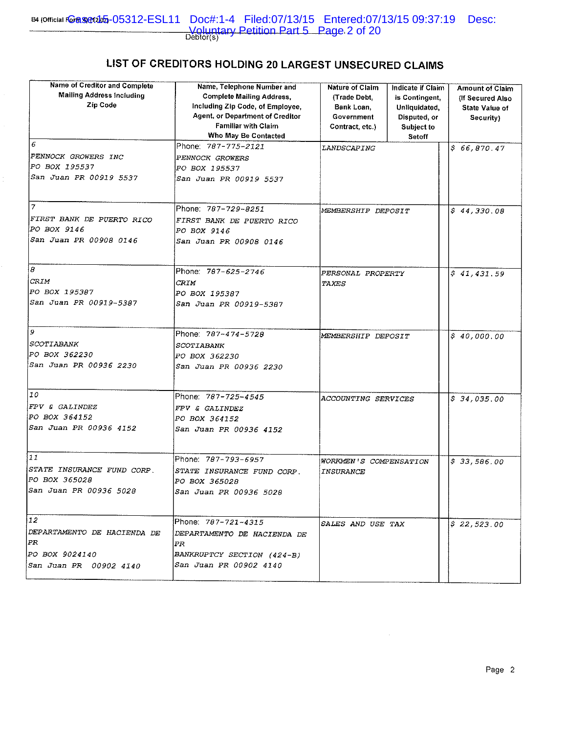Debtor(s)

# LIST OF CREDITORS HOLDING 20 LARGEST UNSECURED CLAIMS

| Name of Creditor and Complete Mailing Address Including Zip Code | Name, Telephone Number and Complete Mailing Address, Including Zip Code, of Employee, Agent, or Department of Creditor Familiar with Claim Who May Be Contacted | Nature of Claim (Trade Debt, Bank Loan, Government Contract, etc.) | Indicate if Claim is Contingent, Unliquidated, Disputed, or Subject to Setoff | Amount of Claim (If Secured Also State Value of Security) |
|---|---|---|---|---|
| 6<br>PENNOCK GROWERS INC<br>PO BOX 195537<br>San Juan PR 00919 5537 | Phone: 787-775-2121<br>PENNOCK GROWERS<br>PO BOX 195537<br>San Juan PR 00919 5537 | LANDSCAPING | | $ 66,870.47 |
| 7<br>FIRST BANK DE PUERTO RICO<br>PO BOX 9146<br>San Juan PR 00908 0146 | Phone: 787-729-8251<br>FIRST BANK DE PUERTO RICO<br>PO BOX 9146<br>San Juan PR 00908 0146 | MEMBERSHIP DEPOSIT | | $ 44,330.08 |
| 8<br>CRIM<br>PO BOX 195387<br>San Juan PR 00919-5387 | Phone: 787-625-2746<br>CRIM<br>PO BOX 195387<br>San Juan PR 00919-5387 | PERSONAL PROPERTY TAXES | | $ 41,431.59 |
| 9<br>SCOTIABANK<br>PO BOX 362230<br>San Juan PR 00936 2230 | Phone: 787-474-5728<br>SCOTIABANK<br>PO BOX 362230<br>San Juan PR 00936 2230 | MEMBERSHIP DEPOSIT | | $ 40,000.00 |
| 10<br>FPV & GALINDEZ<br>PO BOX 364152<br>San Juan PR 00936 4152 | Phone: 787-725-4545<br>FPV & GALINDEZ<br>PO BOX 364152<br>San Juan PR 00936 4152 | ACCOUNTING SERVICES | | $ 34,035.00 |
| 11<br>STATE INSURANCE FUND CORP.<br>PO BOX 365028<br>San Juan PR 00936 5028 | Phone: 787-793-6957<br>STATE INSURANCE FUND CORP.<br>PO BOX 365028<br>San Juan PR 00936 5028 | WORKMEN'S COMPENSATION INSURANCE | | $ 33,586.00 |
| 12<br>DEPARTAMENTO DE HACIENDA DE PR<br>PO BOX 9024140<br>San Juan PR 00902 4140 | Phone: 787-721-4315<br>DEPARTAMENTO DE HACIENDA DE PR<br>BANKRUPTCY SECTION (424-B)<br>San Juan PR 00902 4140 | SALES AND USE TAX | | $ 22,523.00 |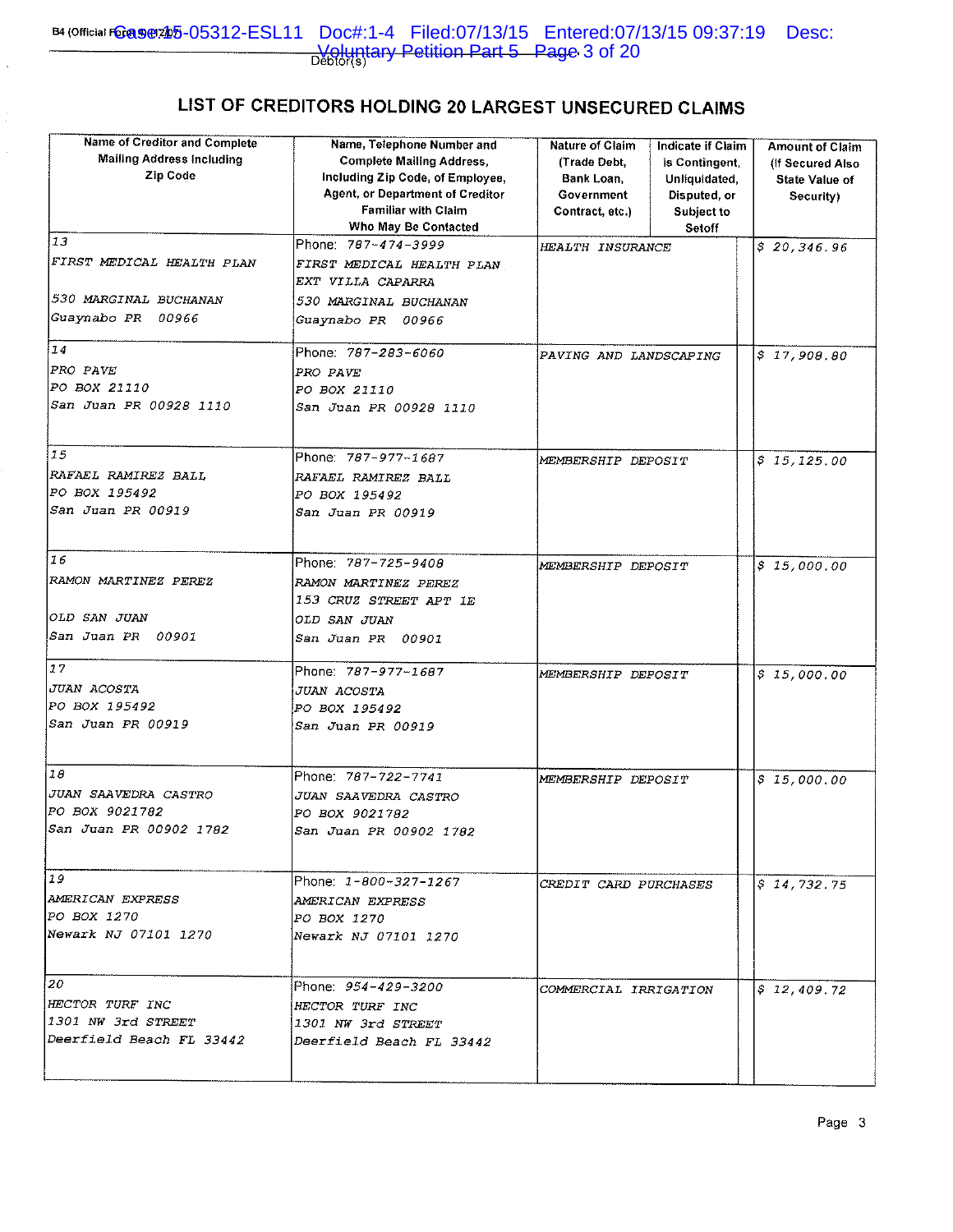## LIST OF CREDITORS HOLDING 20 LARGEST UNSECURED CLAIMS

| Name of Creditor and Complete Mailing Address Including Zip Code | Name, Telephone Number and Complete Mailing Address, Including Zip Code, of Employee, Agent, or Department of Creditor Familiar with Claim Who May Be Contacted | Nature of Claim (Trade Debt, Bank Loan, Government Contract, etc.) | Indicate if Claim is Contingent, Unliquidated, Disputed, or Subject to Setoff | Amount of Claim (If Secured Also State Value of Security) |
|---|---|---|---|---|
| 13<br>FIRST MEDICAL HEALTH PLAN<br><br>530 MARGINAL BUCHANAN<br>Guaynabo PR 00966 | Phone: 787-474-3999<br>FIRST MEDICAL HEALTH PLAN<br>EXT VILLA CAPARRA<br>530 MARGINAL BUCHANAN<br>Guaynabo PR 00966 | HEALTH INSURANCE | | $ 20,346.96 |
| 14<br>PRO PAVE<br>PO BOX 21110<br>San Juan PR 00928 1110 | Phone: 787-283-6060<br>PRO PAVE<br>PO BOX 21110<br>San Juan PR 00928 1110 | PAVING AND LANDSCAPING | | $ 17,908.80 |
| 15<br>RAFAEL RAMIREZ BALL<br>PO BOX 195492<br>San Juan PR 00919 | Phone: 787-977-1687<br>RAFAEL RAMIREZ BALL<br>PO BOX 195492<br>San Juan PR 00919 | MEMBERSHIP DEPOSIT | | $ 15,125.00 |
| 16<br>RAMON MARTINEZ PEREZ<br><br>OLD SAN JUAN<br>San Juan PR 00901 | Phone: 787-725-9408<br>RAMON MARTINEZ PEREZ<br>153 CRUZ STREET APT 1E<br>OLD SAN JUAN<br>San Juan PR 00901 | MEMBERSHIP DEPOSIT | | $ 15,000.00 |
| 17<br>JUAN ACOSTA<br>PO BOX 195492<br>San Juan PR 00919 | Phone: 787-977-1687<br>JUAN ACOSTA<br>PO BOX 195492<br>San Juan PR 00919 | MEMBERSHIP DEPOSIT | | $ 15,000.00 |
| 18<br>JUAN SAAVEDRA CASTRO<br>PO BOX 9021782<br>San Juan PR 00902 1782 | Phone: 787-722-7741<br>JUAN SAAVEDRA CASTRO<br>PO BOX 9021782<br>San Juan PR 00902 1782 | MEMBERSHIP DEPOSIT | | $ 15,000.00 |
| 19<br>AMERICAN EXPRESS<br>PO BOX 1270<br>Newark NJ 07101 1270 | Phone: 1-800-327-1267<br>AMERICAN EXPRESS<br>PO BOX 1270<br>Newark NJ 07101 1270 | CREDIT CARD PURCHASES | | $ 14,732.75 |
| 20<br>HECTOR TURF INC<br>1301 NW 3rd STREET<br>Deerfield Beach FL 33442 | Phone: 954-429-3200<br>HECTOR TURF INC<br>1301 NW 3rd STREET<br>Deerfield Beach FL 33442 | COMMERCIAL IRRIGATION | | $ 12,409.72 |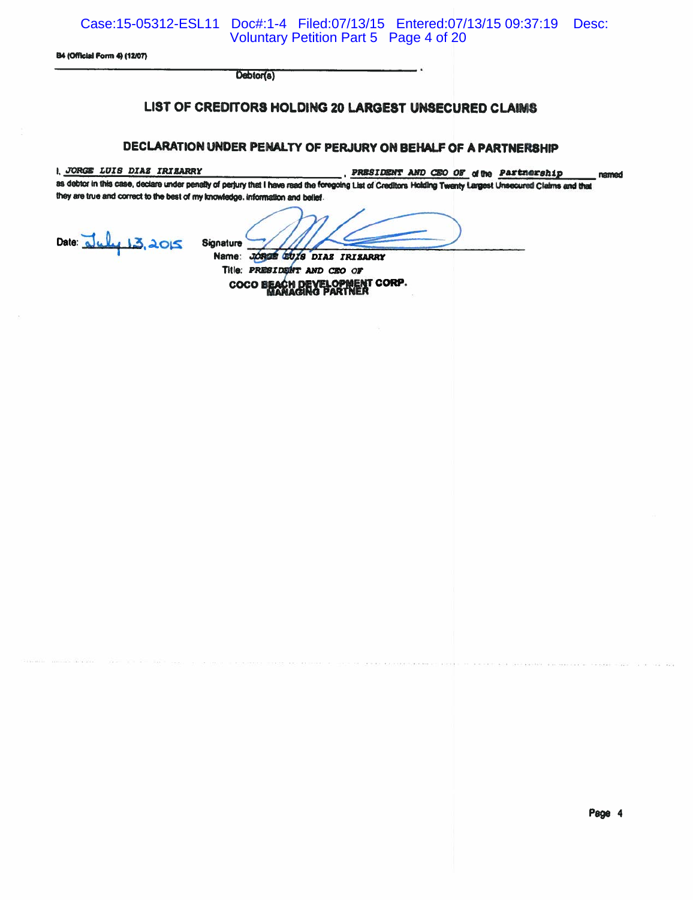B4 (Official Form 4) (12/07)

_______________________________________________ .
Debtor(s)

## LIST OF CREDITORS HOLDING 20 LARGEST UNSECURED CLAIMS

### DECLARATION UNDER PENALTY OF PERJURY ON BEHALF OF A PARTNERSHIP

I, *JORGE LUIS DIAZ IRIZARRY* , *PRESIDENT AND CEO OF* of the *Partnership* named as debtor in this case, declare under penalty of perjury that I have read the foregoing List of Creditors Holding Twenty Largest Unsecured Claims and that they are true and correct to the best of my knowledge, information and belief.

Date: July 13, 2015

Signature

Name: *JORGE LUIS DIAZ IRIZARRY*

Title: *PRESIDENT AND CEO OF*

COCO BEACH DEVELOPMENT CORP.
MANAGING PARTNER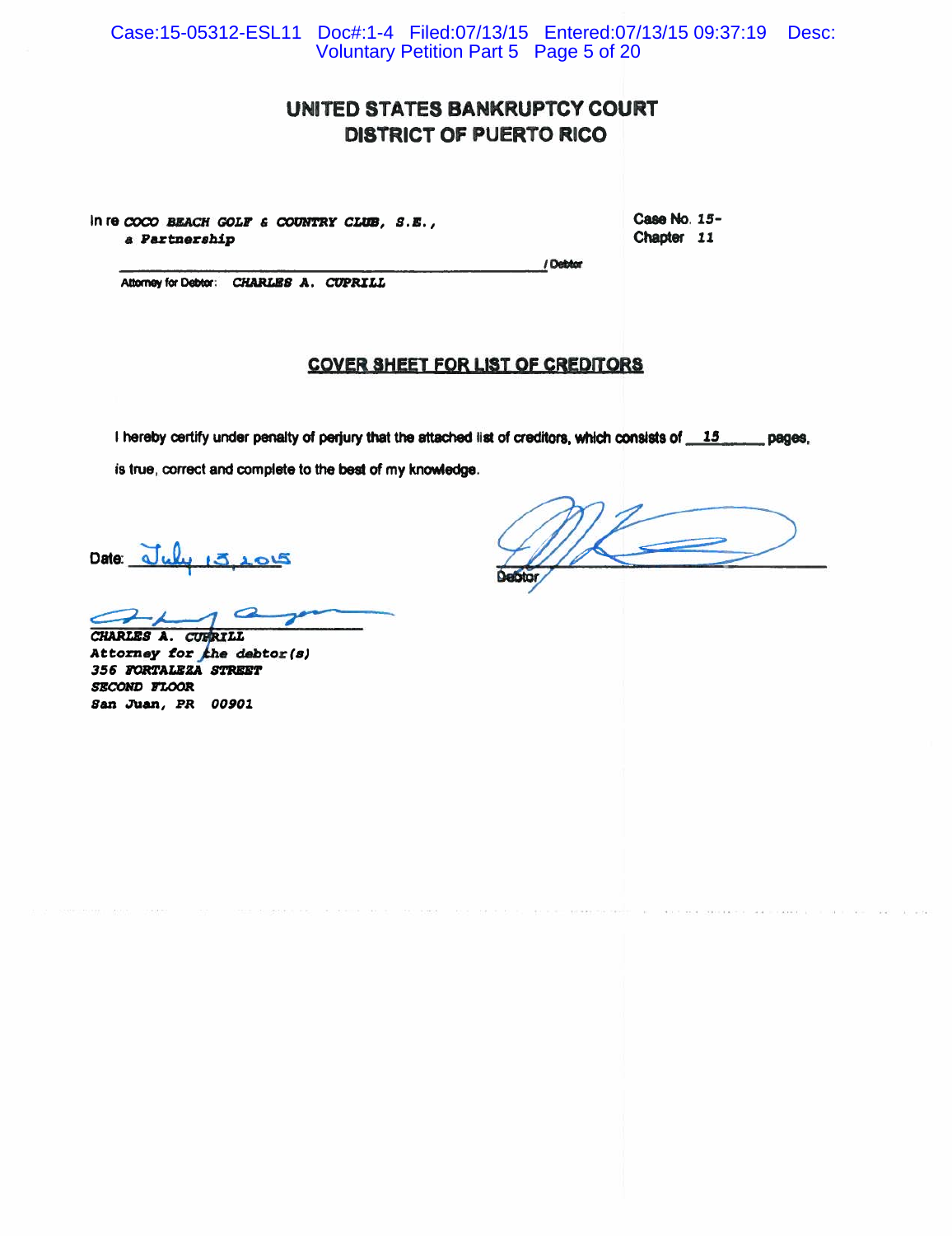# UNITED STATES BANKRUPTCY COURT
## DISTRICT OF PUERTO RICO

In re *COCO BEACH GOLF & COUNTRY CLUB, S.E.,*
*a Partnership*

Case No. *15-*
Chapter *11*

_______________________________________________ / Debtor

Attorney for Debtor: *CHARLES A. CUPRILL*

## COVER SHEET FOR LIST OF CREDITORS

I hereby certify under penalty of perjury that the attached list of creditors, which consists of *15* pages, is true, correct and complete to the best of my knowledge.

Date: July 13, 2015

_______________________________
Debtor

_______________________________
*CHARLES A. CUPRILL*
*Attorney for the debtor(s)*
*356 FORTALEZA STREET*
*SECOND FLOOR*
*San Juan, PR 00901*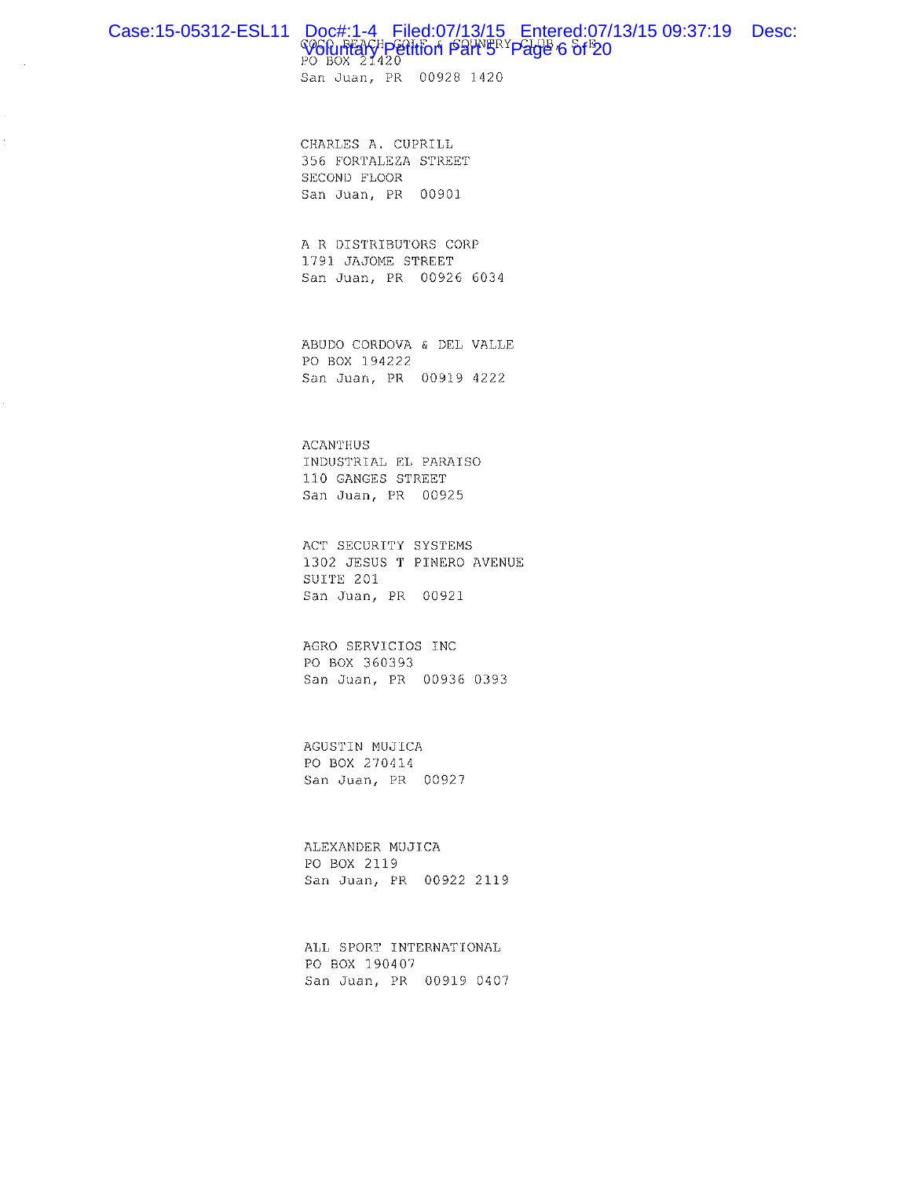COCO BEACH GOLF & COUNTRY CLUB S.E.
PO BOX 21420
San Juan, PR 00928 1420

CHARLES A. CUPRILL
356 FORTALEZA STREET
SECOND FLOOR
San Juan, PR 00901

A R DISTRIBUTORS CORP
1791 JAJOME STREET
San Juan, PR 00926 6034

ABUDO CORDOVA & DEL VALLE
PO BOX 194222
San Juan, PR 00919 4222

ACANTHUS
INDUSTRIAL EL PARAISO
110 GANGES STREET
San Juan, PR 00925

ACT SECURITY SYSTEMS
1302 JESUS T PINERO AVENUE
SUITE 201
San Juan, PR 00921

AGRO SERVICIOS INC
PO BOX 360393
San Juan, PR 00936 0393

AGUSTIN MUJICA
PO BOX 270414
San Juan, PR 00927

ALEXANDER MUJICA
PO BOX 2119
San Juan, PR 00922 2119

ALL SPORT INTERNATIONAL
PO BOX 190407
San Juan, PR 00919 0407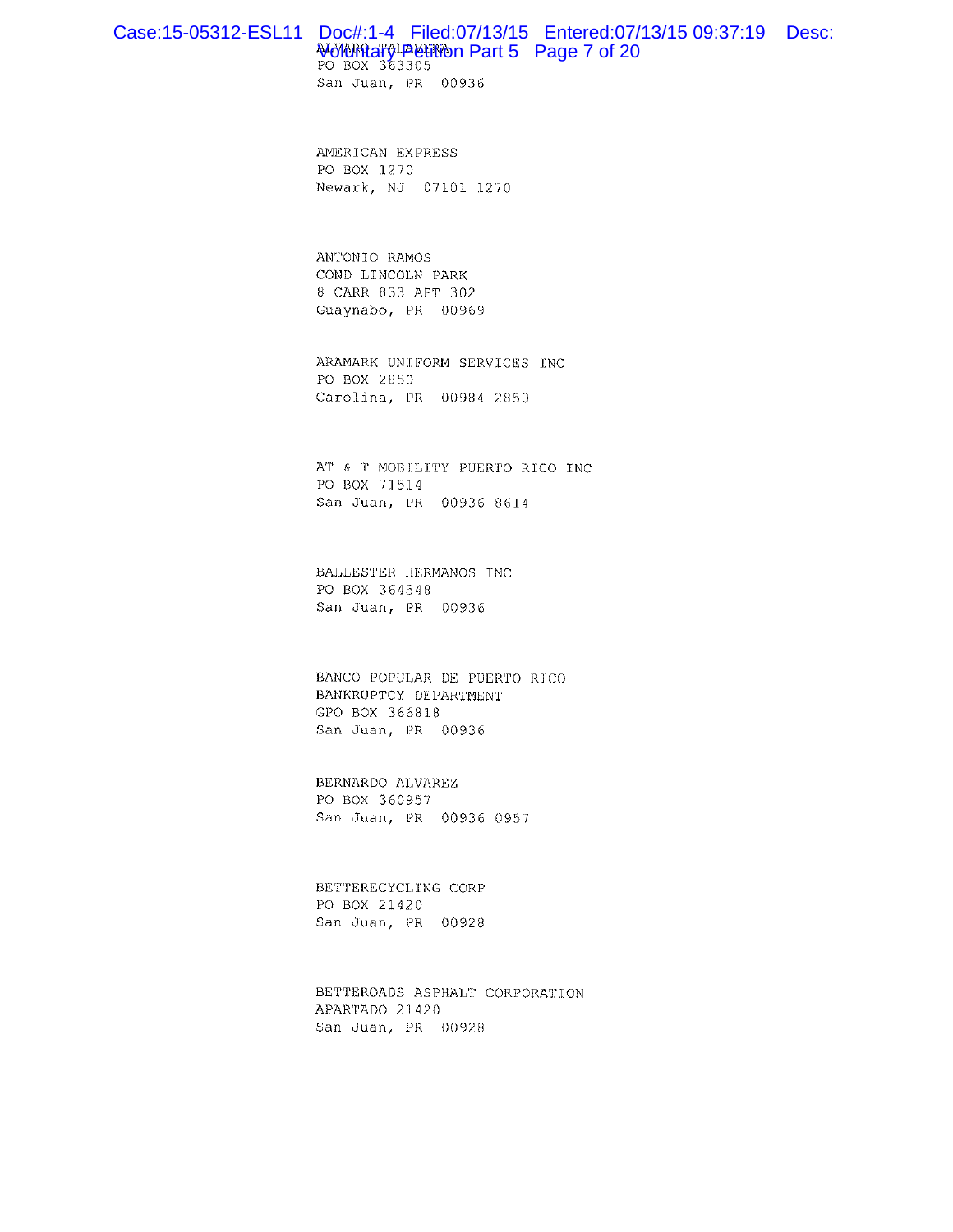ALVARO TRINIDAD
PO BOX 363305
San Juan, PR 00936

AMERICAN EXPRESS
PO BOX 1270
Newark, NJ 07101 1270

ANTONIO RAMOS
COND LINCOLN PARK
8 CARR 833 APT 302
Guaynabo, PR 00969

ARAMARK UNIFORM SERVICES INC
PO BOX 2850
Carolina, PR 00984 2850

AT & T MOBILITY PUERTO RICO INC
PO BOX 71514
San Juan, PR 00936 8614

BALLESTER HERMANOS INC
PO BOX 364548
San Juan, PR 00936

BANCO POPULAR DE PUERTO RICO
BANKRUPTCY DEPARTMENT
GPO BOX 366818
San Juan, PR 00936

BERNARDO ALVAREZ
PO BOX 360957
San Juan, PR 00936 0957

BETTERECYCLING CORP
PO BOX 21420
San Juan, PR 00928

BETTEROADS ASPHALT CORPORATION
APARTADO 21420
San Juan, PR 00928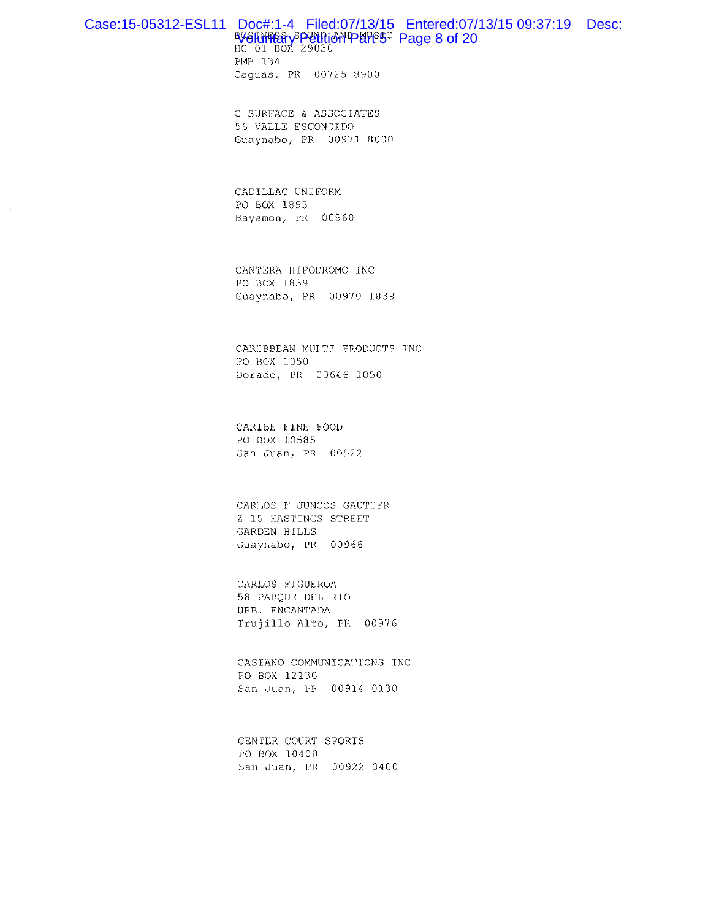BUSINESS SOUND AND MUSIC
HC 01 BOX 29030
PMB 134
Caguas, PR 00725 8900

C SURFACE & ASSOCIATES
56 VALLE ESCONDIDO
Guaynabo, PR 00971 8000

CADILLAC UNIFORM
PO BOX 1893
Bayamon, PR 00960

CANTERA HIPODROMO INC
PO BOX 1839
Guaynabo, PR 00970 1839

CARIBBEAN MULTI PRODUCTS INC
PO BOX 1050
Dorado, PR 00646 1050

CARIBE FINE FOOD
PO BOX 10585
San Juan, PR 00922

CARLOS F JUNCOS GAUTIER
Z 15 HASTINGS STREET
GARDEN HILLS
Guaynabo, PR 00966

CARLOS FIGUEROA
58 PARQUE DEL RIO
URB. ENCANTADA
Trujillo Alto, PR 00976

CASIANO COMMUNICATIONS INC
PO BOX 12130
San Juan, PR 00914 0130

CENTER COURT SPORTS
PO BOX 10400
San Juan, PR 00922 0400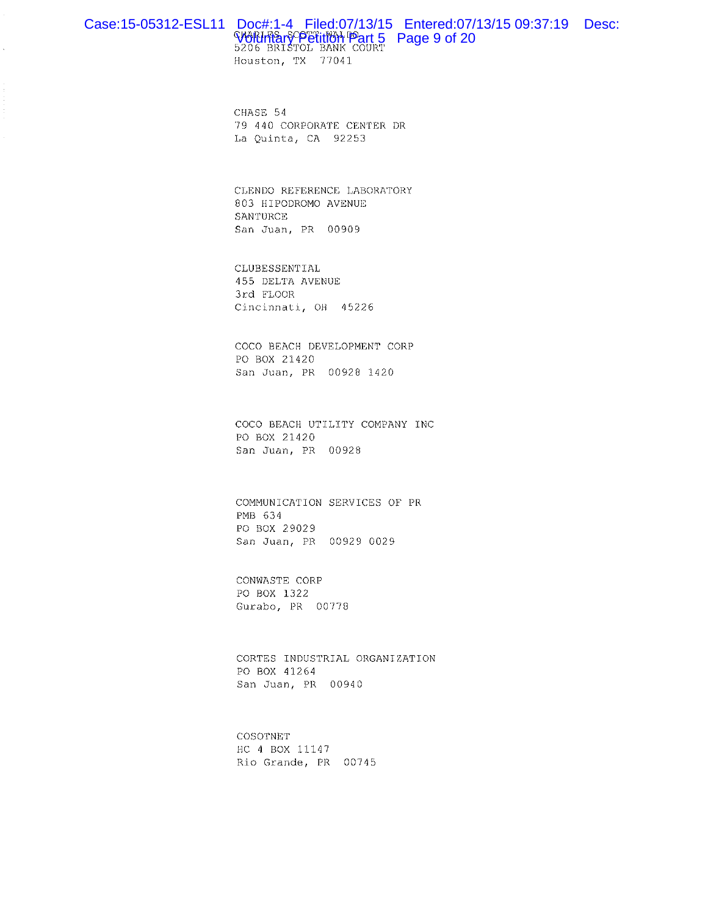CHARLES SCOTT WALDO
5206 BRISTOL BANK COURT
Houston, TX 77041

CHASE 54
79 440 CORPORATE CENTER DR
La Quinta, CA 92253

CLENDO REFERENCE LABORATORY
803 HIPODROMO AVENUE
SANTURCE
San Juan, PR 00909

CLUBESSENTIAL
455 DELTA AVENUE
3rd FLOOR
Cincinnati, OH 45226

COCO BEACH DEVELOPMENT CORP
PO BOX 21420
San Juan, PR 00928 1420

COCO BEACH UTILITY COMPANY INC
PO BOX 21420
San Juan, PR 00928

COMMUNICATION SERVICES OF PR
PMB 634
PO BOX 29029
San Juan, PR 00929 0029

CONWASTE CORP
PO BOX 1322
Gurabo, PR 00778

CORTES INDUSTRIAL ORGANIZATION
PO BOX 41264
San Juan, PR 00940

COSOTNET
HC 4 BOX 11147
Rio Grande, PR 00745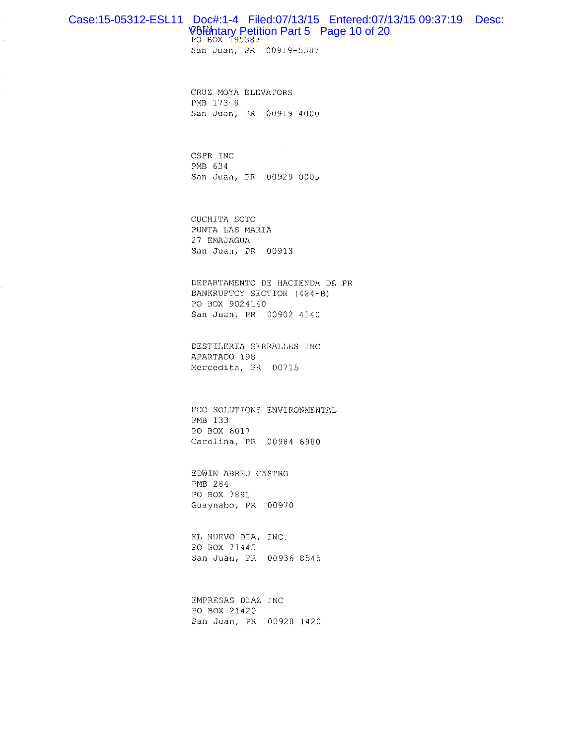CRIM
PO BOX 195387
San Juan, PR 00919-5387

CRUZ MOYA ELEVATORS
PMB 173-8
San Juan, PR 00919 4000

CSPR INC
PMB 634
San Juan, PR 00929 0005

CUCHITA SOTO
PUNTA LAS MARIA
27 EMAJAGUA
San Juan, PR 00913

DEPARTAMENTO DE HACIENDA DE PR
BANKRUPTCY SECTION (424-B)
PO BOX 9024140
San Juan, PR 00902 4140

DESTILERIA SERRALLES INC
APARTADO 198
Mercedita, PR 00715

ECO SOLUTIONS ENVIRONMENTAL
PMB 133
PO BOX 6017
Carolina, PR 00984 6980

EDWIN ABREU CASTRO
PMB 284
PO BOX 7891
Guaynabo, PR 00970

EL NUEVO DIA, INC.
PO BOX 71445
San Juan, PR 00936 8545

EMPRESAS DIAZ INC
PO BOX 21420
San Juan, PR 00928 1420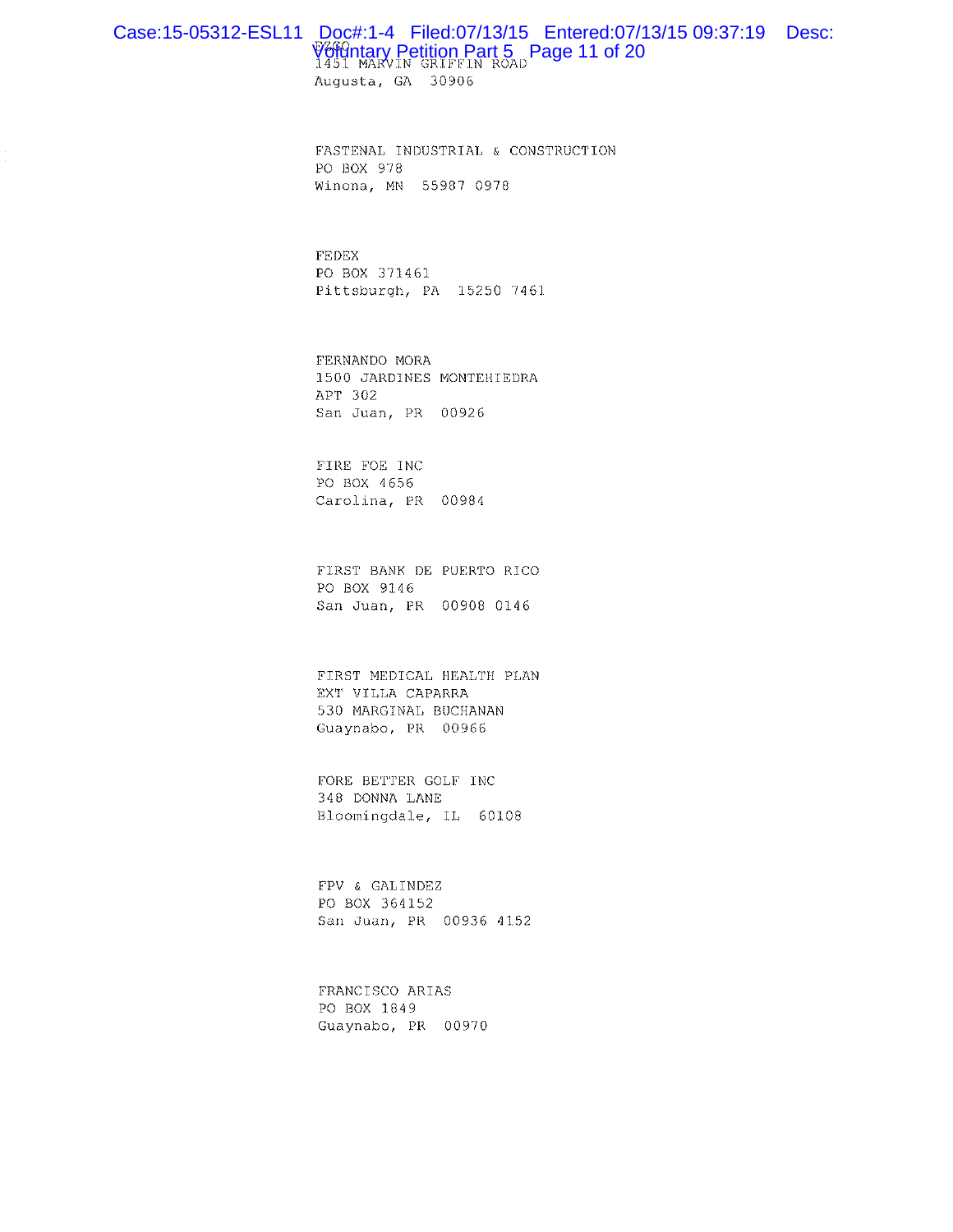EZGO
1451 MARVIN GRIFFIN ROAD
Augusta, GA 30906

FASTENAL INDUSTRIAL & CONSTRUCTION
PO BOX 978
Winona, MN 55987 0978

FEDEX
PO BOX 371461
Pittsburgh, PA 15250 7461

FERNANDO MORA
1500 JARDINES MONTEHIEDRA
APT 302
San Juan, PR 00926

FIRE FOE INC
PO BOX 4656
Carolina, PR 00984

FIRST BANK DE PUERTO RICO
PO BOX 9146
San Juan, PR 00908 0146

FIRST MEDICAL HEALTH PLAN
EXT VILLA CAPARRA
530 MARGINAL BUCHANAN
Guaynabo, PR 00966

FORE BETTER GOLF INC
348 DONNA LANE
Bloomingdale, IL 60108

FPV & GALINDEZ
PO BOX 364152
San Juan, PR 00936 4152

FRANCISCO ARIAS
PO BOX 1849
Guaynabo, PR 00970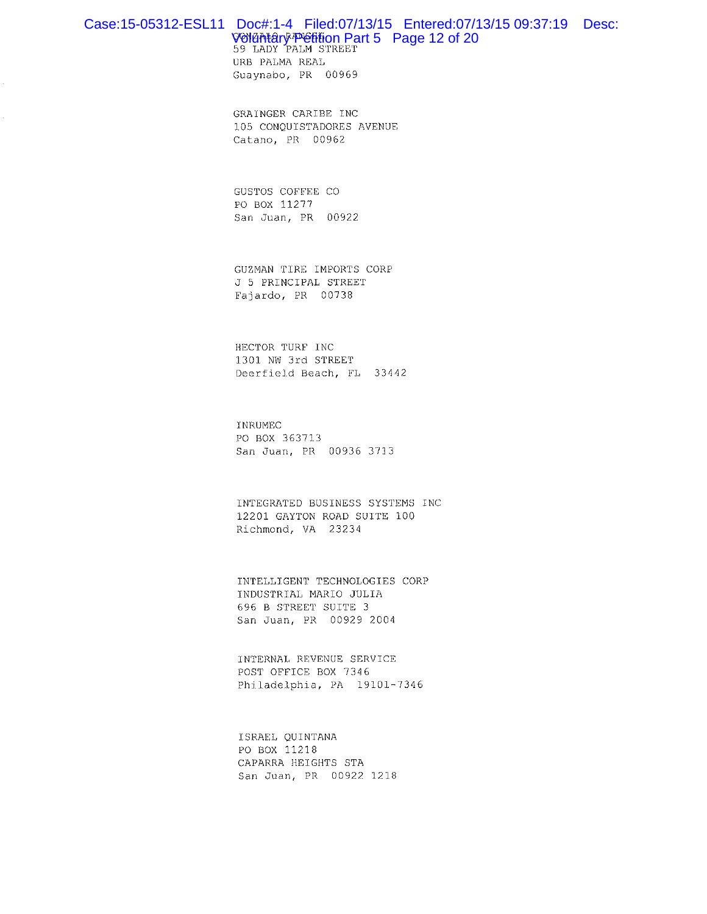GONZALO RAMSEY
59 LADY PALM STREET
URB PALMA REAL
Guaynabo, PR 00969

GRAINGER CARIBE INC
105 CONQUISTADORES AVENUE
Catano, PR 00962

GUSTOS COFFEE CO
PO BOX 11277
San Juan, PR 00922

GUZMAN TIRE IMPORTS CORP
J 5 PRINCIPAL STREET
Fajardo, PR 00738

HECTOR TURF INC
1301 NW 3rd STREET
Deerfield Beach, FL 33442

INRUMEC
PO BOX 363713
San Juan, PR 00936 3713

INTEGRATED BUSINESS SYSTEMS INC
12201 GAYTON ROAD SUITE 100
Richmond, VA 23234

INTELLIGENT TECHNOLOGIES CORP
INDUSTRIAL MARIO JULIA
696 B STREET SUITE 3
San Juan, PR 00929 2004

INTERNAL REVENUE SERVICE
POST OFFICE BOX 7346
Philadelphia, PA 19101-7346

ISRAEL QUINTANA
PO BOX 11218
CAPARRA HEIGHTS STA
San Juan, PR 00922 1218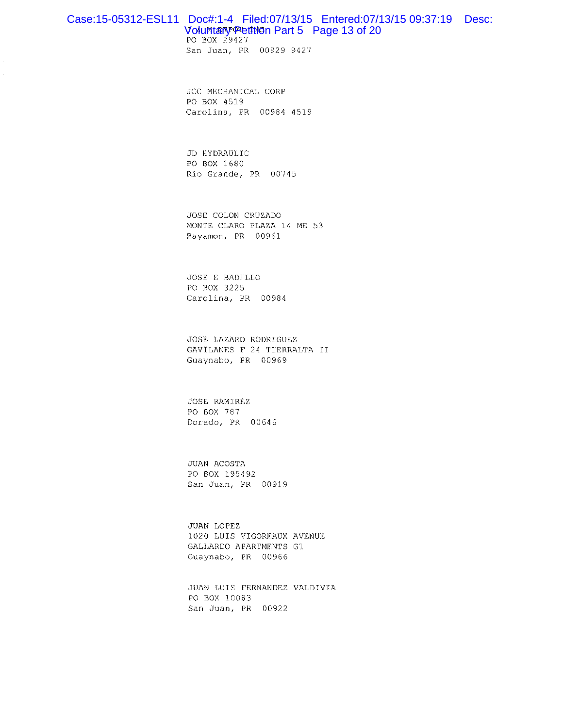PO BOX 29427
San Juan, PR 00929 9427

JCC MECHANICAL CORP
PO BOX 4519
Carolina, PR 00984 4519

JD HYDRAULIC
PO BOX 1680
Rio Grande, PR 00745

JOSE COLON CRUZADO
MONTE CLARO PLAZA 14 ME 53
Bayamon, PR 00961

JOSE E BADILLO
PO BOX 3225
Carolina, PR 00984

JOSE LAZARO RODRIGUEZ
GAVILANES F 24 TIERRALTA II
Guaynabo, PR 00969

JOSE RAMIREZ
PO BOX 787
Dorado, PR 00646

JUAN ACOSTA
PO BOX 195492
San Juan, PR 00919

JUAN LOPEZ
1020 LUIS VIGOREAUX AVENUE
GALLARDO APARTMENTS G1
Guaynabo, PR 00966

JUAN LUIS FERNANDEZ VALDIVIA
PO BOX 10083
San Juan, PR 00922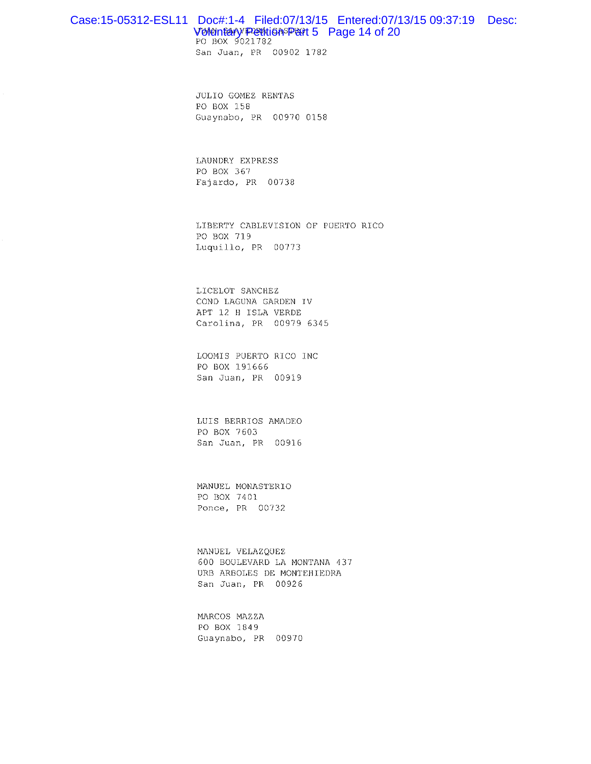PO BOX 9021782
San Juan, PR 00902 1782

JULIO GOMEZ RENTAS
PO BOX 158
Guaynabo, PR 00970 0158

LAUNDRY EXPRESS
PO BOX 367
Fajardo, PR 00738

LIBERTY CABLEVISION OF PUERTO RICO
PO BOX 719
Luquillo, PR 00773

LICELOT SANCHEZ
COND LAGUNA GARDEN IV
APT 12 H ISLA VERDE
Carolina, PR 00979 6345

LOOMIS PUERTO RICO INC
PO BOX 191666
San Juan, PR 00919

LUIS BERRIOS AMADEO
PO BOX 7603
San Juan, PR 00916

MANUEL MONASTERIO
PO BOX 7401
Ponce, PR 00732

MANUEL VELAZQUEZ
600 BOULEVARD LA MONTANA 437
URB ARBOLES DE MONTEHIEDRA
San Juan, PR 00926

MARCOS MAZZA
PO BOX 1849
Guaynabo, PR 00970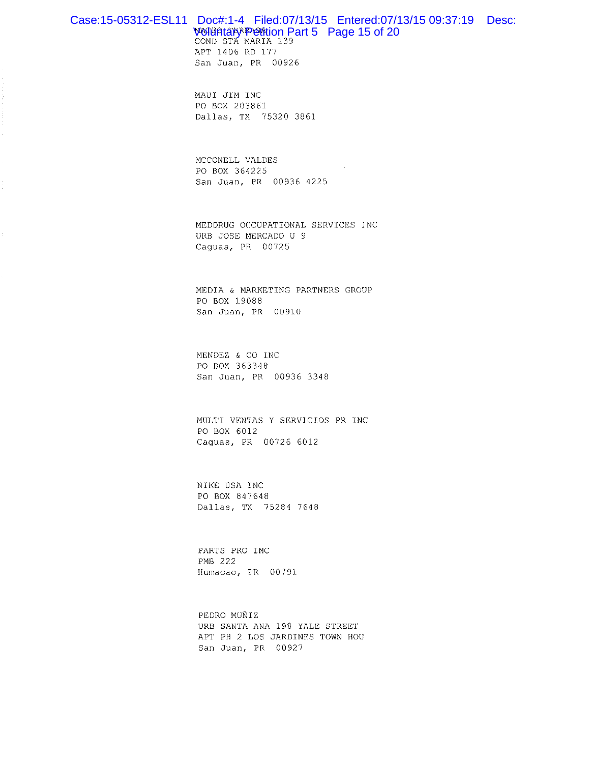COND STA MARIA 139
APT 1406 RD 177
San Juan, PR 00926

MAUI JIM INC
PO BOX 203861
Dallas, TX 75320 3861

MCCONELL VALDES
PO BOX 364225
San Juan, PR 00936 4225

MEDDRUG OCCUPATIONAL SERVICES INC
URB JOSE MERCADO U 9
Caguas, PR 00725

MEDIA & MARKETING PARTNERS GROUP
PO BOX 19088
San Juan, PR 00910

MENDEZ & CO INC
PO BOX 363348
San Juan, PR 00936 3348

MULTI VENTAS Y SERVICIOS PR INC
PO BOX 6012
Caguas, PR 00726 6012

NIKE USA INC
PO BOX 847648
Dallas, TX 75284 7648

PARTS PRO INC
PMB 222
Humacao, PR 00791

PEDRO MUÑIZ
URB SANTA ANA 198 YALE STREET
APT PH 2 LOS JARDINES TOWN HOU
San Juan, PR 00927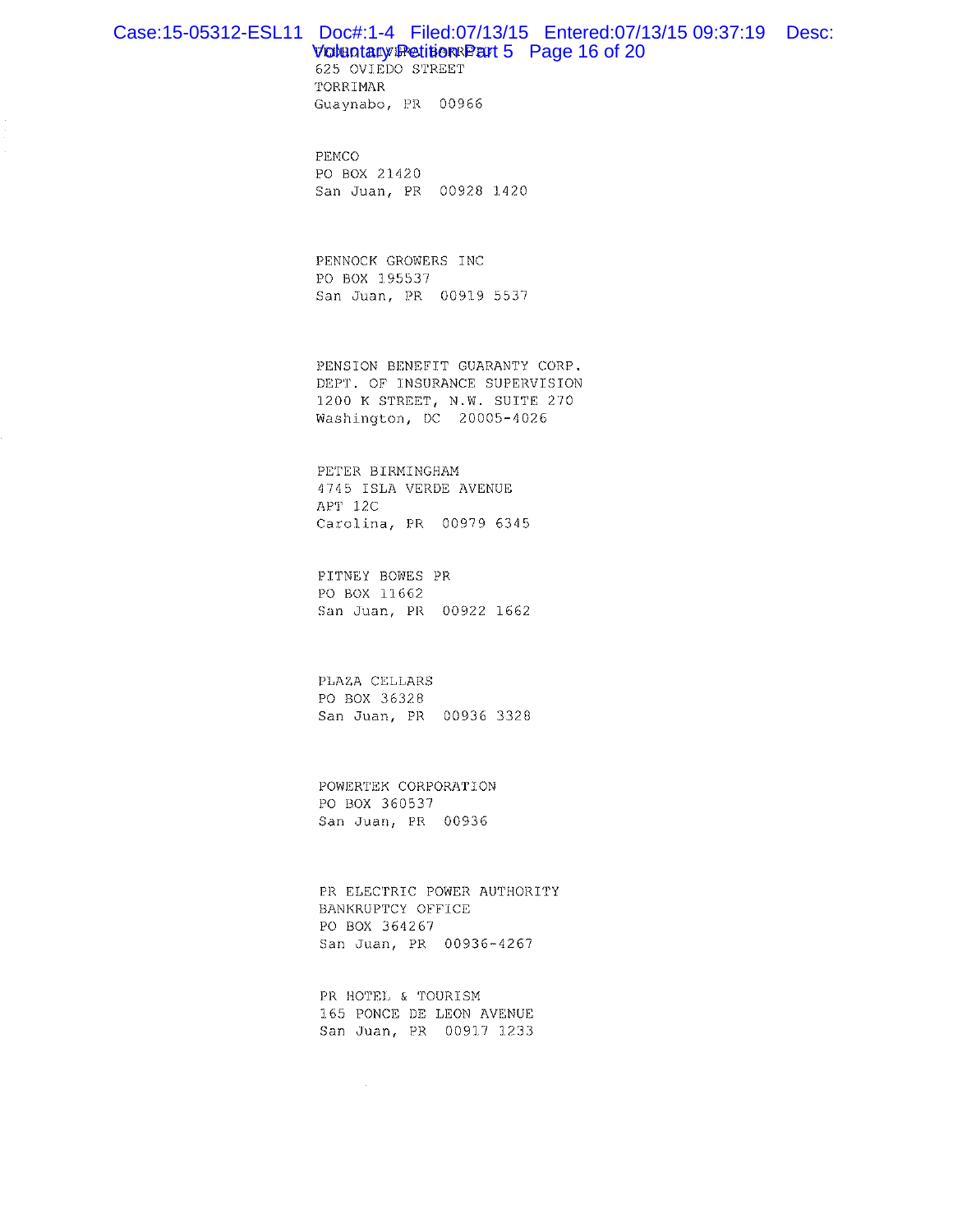625 OVIEDO STREET
TORRIMAR
Guaynabo, PR 00966

PEMCO
PO BOX 21420
San Juan, PR 00928 1420

PENNOCK GROWERS INC
PO BOX 195537
San Juan, PR 00919 5537

PENSION BENEFIT GUARANTY CORP.
DEPT. OF INSURANCE SUPERVISION
1200 K STREET, N.W. SUITE 270
Washington, DC 20005-4026

PETER BIRMINGHAM
4745 ISLA VERDE AVENUE
APT 12C
Carolina, PR 00979 6345

PITNEY BOWES PR
PO BOX 11662
San Juan, PR 00922 1662

PLAZA CELLARS
PO BOX 36328
San Juan, PR 00936 3328

POWERTEK CORPORATION
PO BOX 360537
San Juan, PR 00936

PR ELECTRIC POWER AUTHORITY
BANKRUPTCY OFFICE
PO BOX 364267
San Juan, PR 00936-4267

PR HOTEL & TOURISM
165 PONCE DE LEON AVENUE
San Juan, PR 00917 1233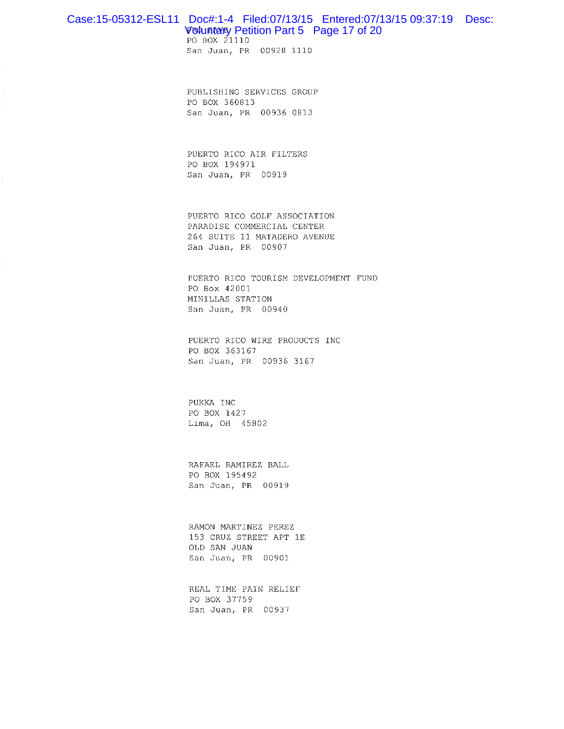PO BOX 21110
San Juan, PR 00928 1110

PUBLISHING SERVICES GROUP
PO BOX 360813
San Juan, PR 00936 0813

PUERTO RICO AIR FILTERS
PO BOX 194971
San Juan, PR 00919

PUERTO RICO GOLF ASSOCIATION
PARADISE COMMERCIAL CENTER
264 SUITE 11 MATADERO AVENUE
San Juan, PR 00907

PUERTO RICO TOURISM DEVELOPMENT FUND
PO Box 42001
MINILLAS STATION
San Juan, PR 00940

PUERTO RICO WIRE PRODUCTS INC
PO BOX 363167
San Juan, PR 00936 3167

PUKKA INC
PO BOX 1427
Lima, OH 45802

RAFAEL RAMIREZ BALL
PO BOX 195492
San Juan, PR 00919

RAMON MARTINEZ PEREZ
153 CRUZ STREET APT 1E
OLD SAN JUAN
San Juan, PR 00901

REAL TIME PAIN RELIEF
PO BOX 37759
San Juan, PR 00937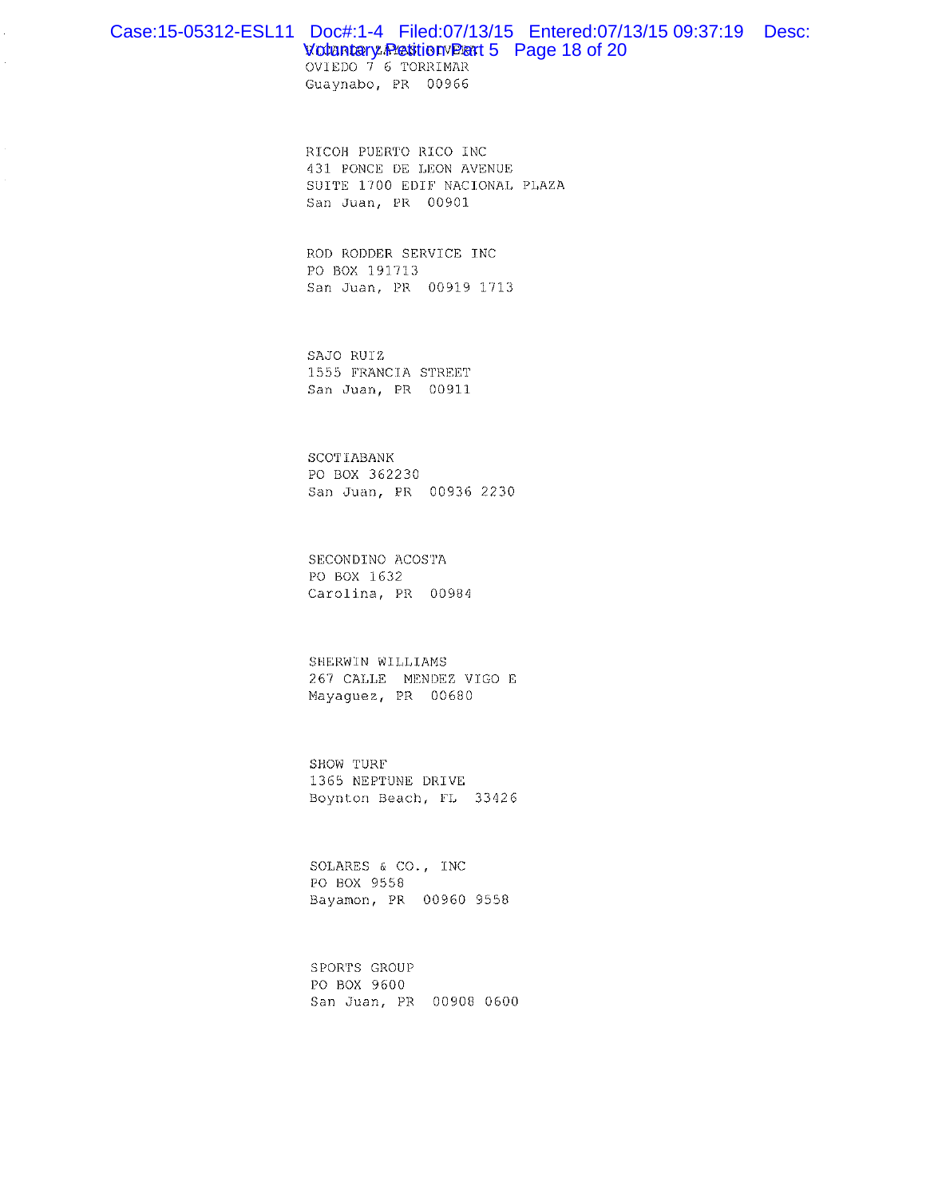OVIEDO 7 6 TORRIMAR
Guaynabo, PR 00966

RICOH PUERTO RICO INC
431 PONCE DE LEON AVENUE
SUITE 1700 EDIF NACIONAL PLAZA
San Juan, PR 00901

ROD RODDER SERVICE INC
PO BOX 191713
San Juan, PR 00919 1713

SAJO RUIZ
1555 FRANCIA STREET
San Juan, PR 00911

SCOTIABANK
PO BOX 362230
San Juan, PR 00936 2230

SECONDINO ACOSTA
PO BOX 1632
Carolina, PR 00984

SHERWIN WILLIAMS
267 CALLE MENDEZ VIGO E
Mayaguez, PR 00680

SHOW TURF
1365 NEPTUNE DRIVE
Boynton Beach, FL 33426

SOLARES & CO., INC
PO BOX 9558
Bayamon, PR 00960 9558

SPORTS GROUP
PO BOX 9600
San Juan, PR 00908 0600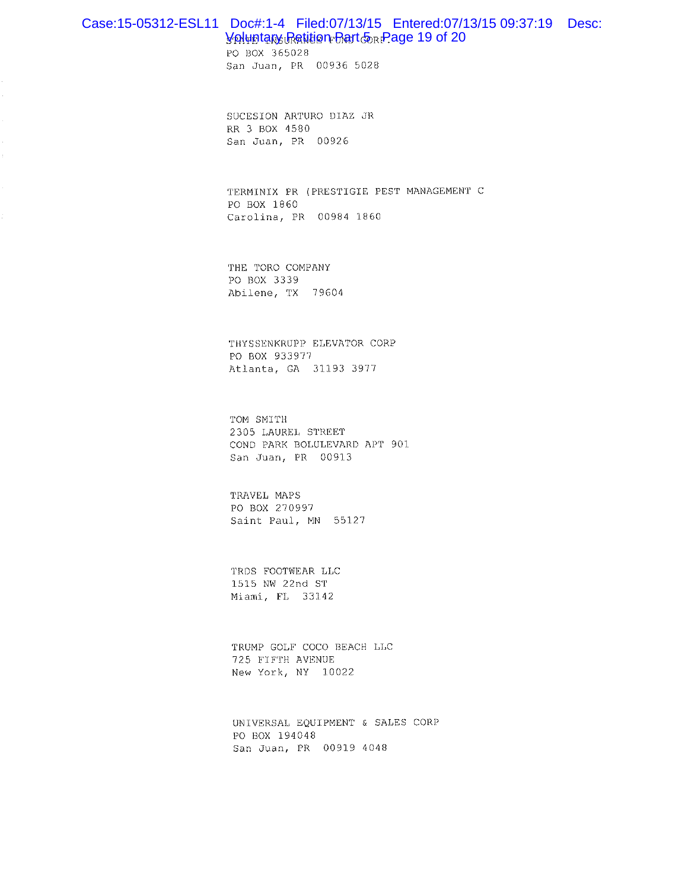STATE INSURANCE FUND CORP.
PO BOX 365028
San Juan, PR 00936 5028

SUCESION ARTURO DIAZ JR
RR 3 BOX 4580
San Juan, PR 00926

TERMINIX PR (PRESTIGIE PEST MANAGEMENT C
PO BOX 1860
Carolina, PR 00984 1860

THE TORO COMPANY
PO BOX 3339
Abilene, TX 79604

THYSSENKRUPP ELEVATOR CORP
PO BOX 933977
Atlanta, GA 31193 3977

TOM SMITH
2305 LAUREL STREET
COND PARK BOLULEVARD APT 901
San Juan, PR 00913

TRAVEL MAPS
PO BOX 270997
Saint Paul, MN 55127

TRDS FOOTWEAR LLC
1515 NW 22nd ST
Miami, FL 33142

TRUMP GOLF COCO BEACH LLC
725 FIFTH AVENUE
New York, NY 10022

UNIVERSAL EQUIPMENT & SALES CORP
PO BOX 194048
San Juan, PR 00919 4048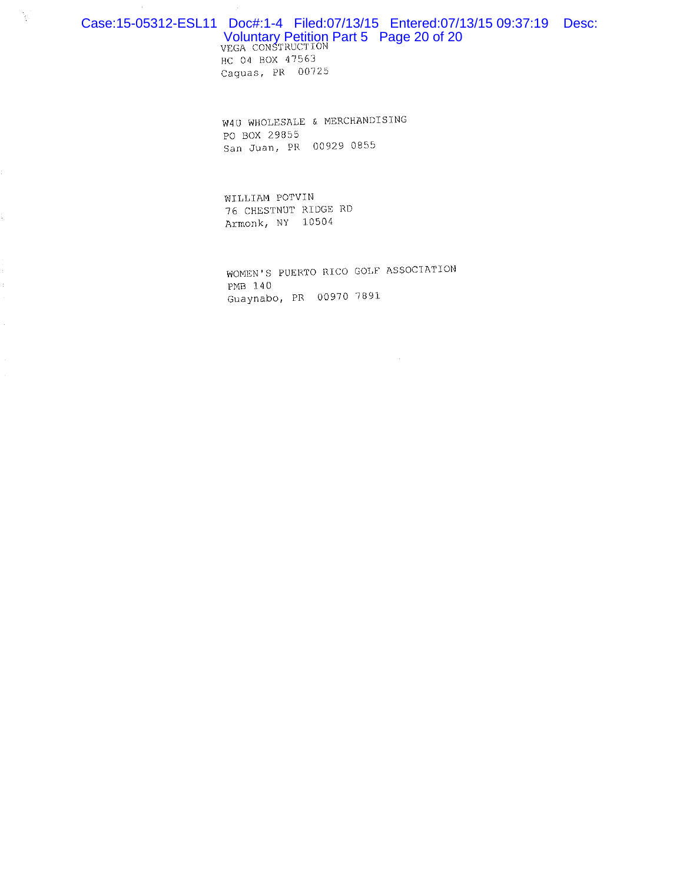VEGA CONSTRUCTION
HC 04 BOX 47563
Caguas, PR 00725

W4U WHOLESALE & MERCHANDISING
PO BOX 29855
San Juan, PR 00929 0855

WILLIAM POTVIN
76 CHESTNUT RIDGE RD
Armonk, NY 10504

WOMEN'S PUERTO RICO GOLF ASSOCIATION
PMB 140
Guaynabo, PR 00970 7891